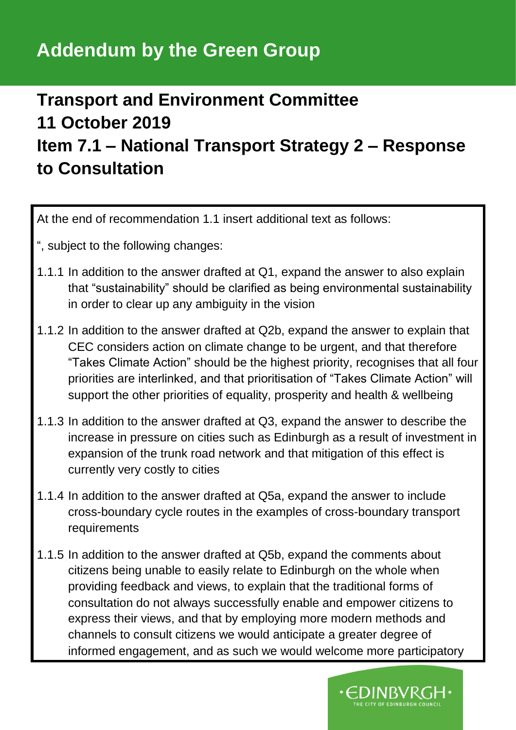# Addendum by the Green Group

## Transport and Environment Committee
## 11 October 2019
## Item 7.1 – National Transport Strategy 2 – Response to Consultation

At the end of recommendation 1.1 insert additional text as follows:

", subject to the following changes:

1.1.1 In addition to the answer drafted at Q1, expand the answer to also explain that "sustainability" should be clarified as being environmental sustainability in order to clear up any ambiguity in the vision

1.1.2 In addition to the answer drafted at Q2b, expand the answer to explain that CEC considers action on climate change to be urgent, and that therefore "Takes Climate Action" should be the highest priority, recognises that all four priorities are interlinked, and that prioritisation of "Takes Climate Action" will support the other priorities of equality, prosperity and health & wellbeing

1.1.3 In addition to the answer drafted at Q3, expand the answer to describe the increase in pressure on cities such as Edinburgh as a result of investment in expansion of the trunk road network and that mitigation of this effect is currently very costly to cities

1.1.4 In addition to the answer drafted at Q5a, expand the answer to include cross-boundary cycle routes in the examples of cross-boundary transport requirements

1.1.5 In addition to the answer drafted at Q5b, expand the comments about citizens being unable to easily relate to Edinburgh on the whole when providing feedback and views, to explain that the traditional forms of consultation do not always successfully enable and empower citizens to express their views, and that by employing more modern methods and channels to consult citizens we would anticipate a greater degree of informed engagement, and as such we would welcome more participatory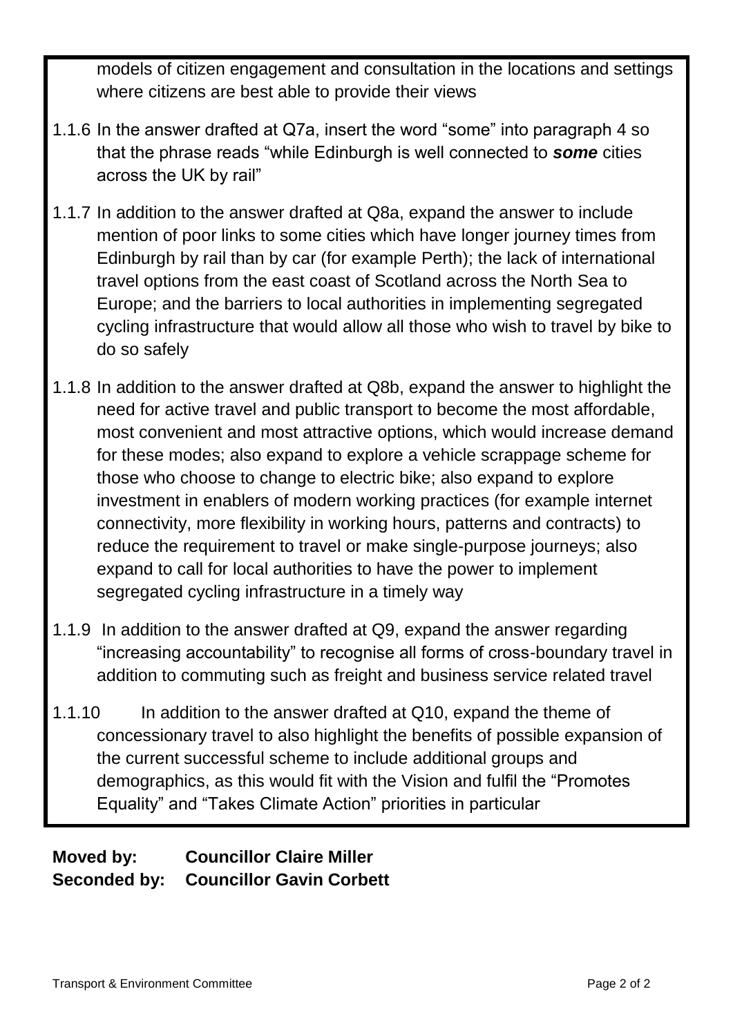models of citizen engagement and consultation in the locations and settings where citizens are best able to provide their views

1.1.6 In the answer drafted at Q7a, insert the word "some" into paragraph 4 so that the phrase reads "while Edinburgh is well connected to ***some*** cities across the UK by rail"

1.1.7 In addition to the answer drafted at Q8a, expand the answer to include mention of poor links to some cities which have longer journey times from Edinburgh by rail than by car (for example Perth); the lack of international travel options from the east coast of Scotland across the North Sea to Europe; and the barriers to local authorities in implementing segregated cycling infrastructure that would allow all those who wish to travel by bike to do so safely

1.1.8 In addition to the answer drafted at Q8b, expand the answer to highlight the need for active travel and public transport to become the most affordable, most convenient and most attractive options, which would increase demand for these modes; also expand to explore a vehicle scrappage scheme for those who choose to change to electric bike; also expand to explore investment in enablers of modern working practices (for example internet connectivity, more flexibility in working hours, patterns and contracts) to reduce the requirement to travel or make single-purpose journeys; also expand to call for local authorities to have the power to implement segregated cycling infrastructure in a timely way

1.1.9 In addition to the answer drafted at Q9, expand the answer regarding "increasing accountability" to recognise all forms of cross-boundary travel in addition to commuting such as freight and business service related travel

1.1.10 In addition to the answer drafted at Q10, expand the theme of concessionary travel to also highlight the benefits of possible expansion of the current successful scheme to include additional groups and demographics, as this would fit with the Vision and fulfil the "Promotes Equality" and "Takes Climate Action" priorities in particular

**Moved by: Councillor Claire Miller**
**Seconded by: Councillor Gavin Corbett**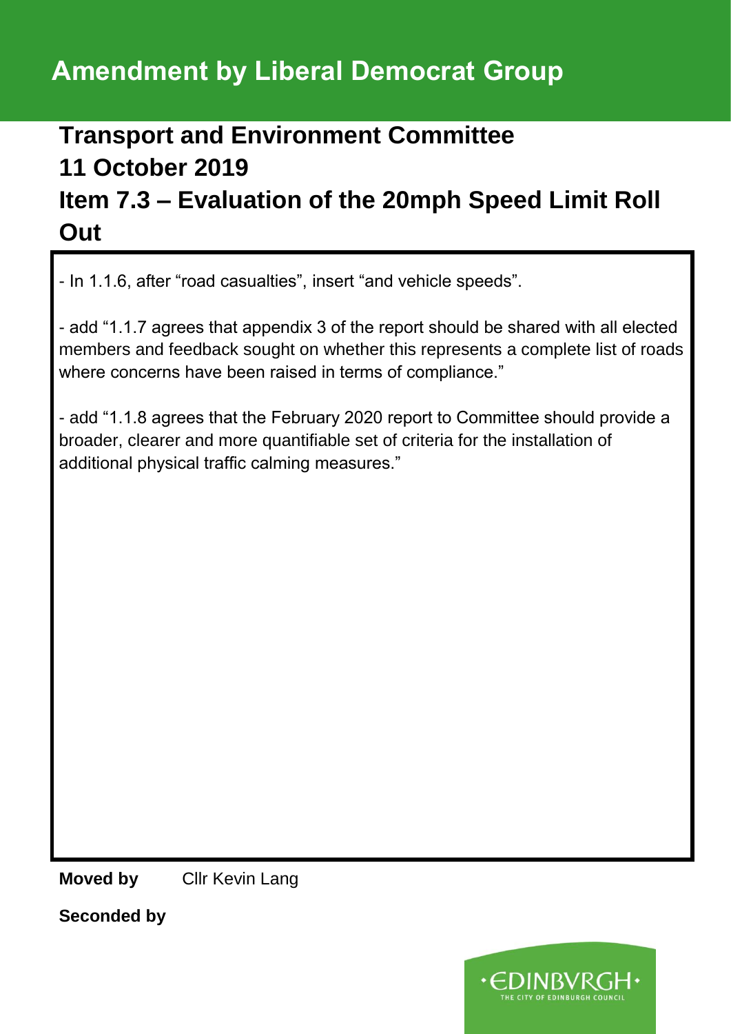# Amendment by Liberal Democrat Group

## Transport and Environment Committee
## 11 October 2019
## Item 7.3 – Evaluation of the 20mph Speed Limit Roll Out

- In 1.1.6, after "road casualties", insert "and vehicle speeds".

- add "1.1.7 agrees that appendix 3 of the report should be shared with all elected members and feedback sought on whether this represents a complete list of roads where concerns have been raised in terms of compliance."

- add "1.1.8 agrees that the February 2020 report to Committee should provide a broader, clearer and more quantifiable set of criteria for the installation of additional physical traffic calming measures."

**Moved by** Cllr Kevin Lang

**Seconded by**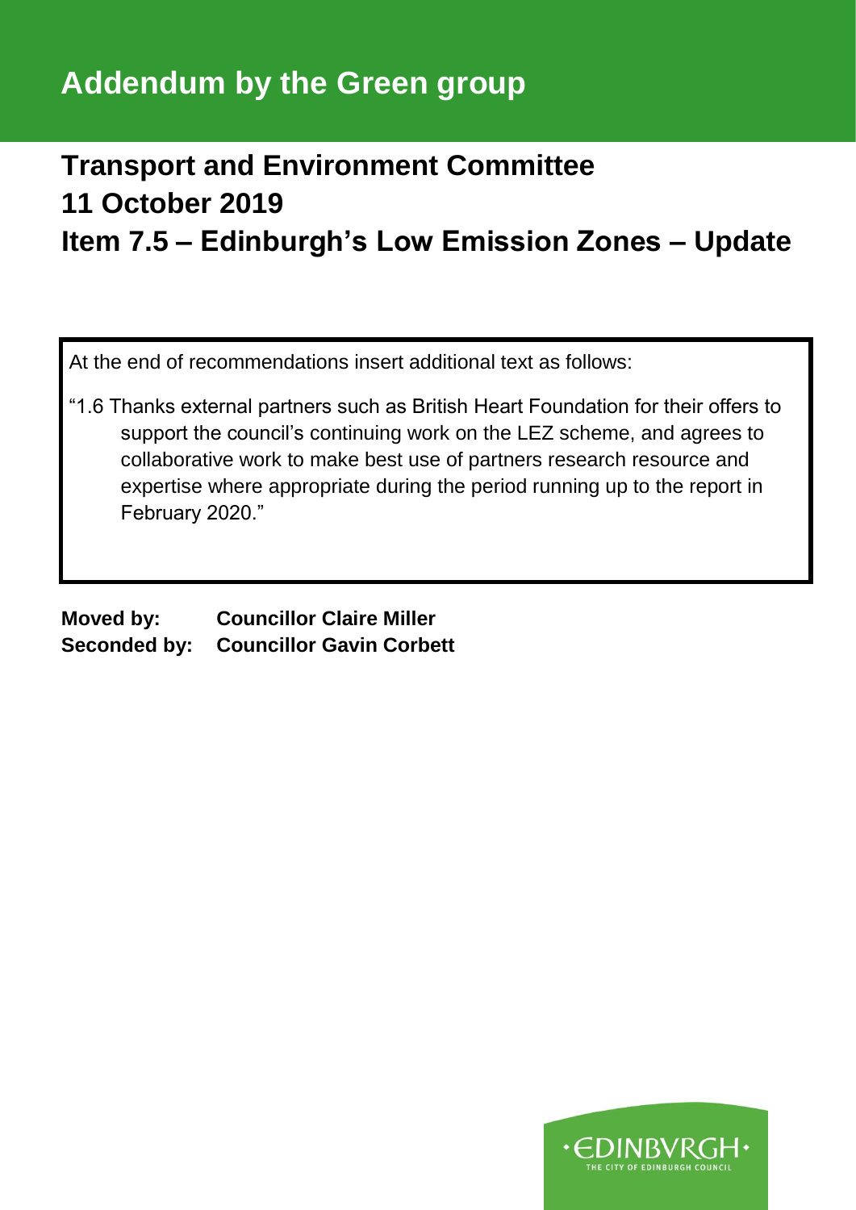# Addendum by the Green group

## Transport and Environment Committee
## 11 October 2019
## Item 7.5 – Edinburgh's Low Emission Zones – Update

At the end of recommendations insert additional text as follows:

"1.6 Thanks external partners such as British Heart Foundation for their offers to support the council's continuing work on the LEZ scheme, and agrees to collaborative work to make best use of partners research resource and expertise where appropriate during the period running up to the report in February 2020."

**Moved by:** **Councillor Claire Miller**
**Seconded by:** **Councillor Gavin Corbett**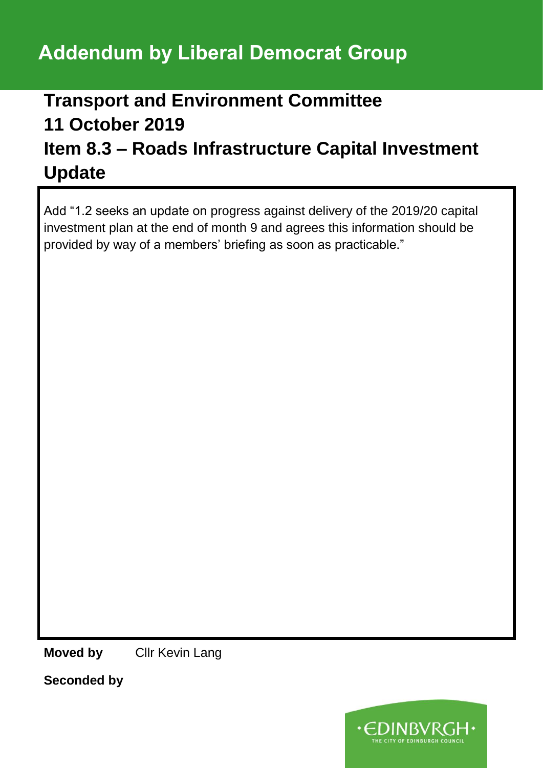# Addendum by Liberal Democrat Group

## Transport and Environment Committee

## 11 October 2019

## Item 8.3 – Roads Infrastructure Capital Investment Update

Add "1.2 seeks an update on progress against delivery of the 2019/20 capital investment plan at the end of month 9 and agrees this information should be provided by way of a members' briefing as soon as practicable."

**Moved by** Cllr Kevin Lang

**Seconded by**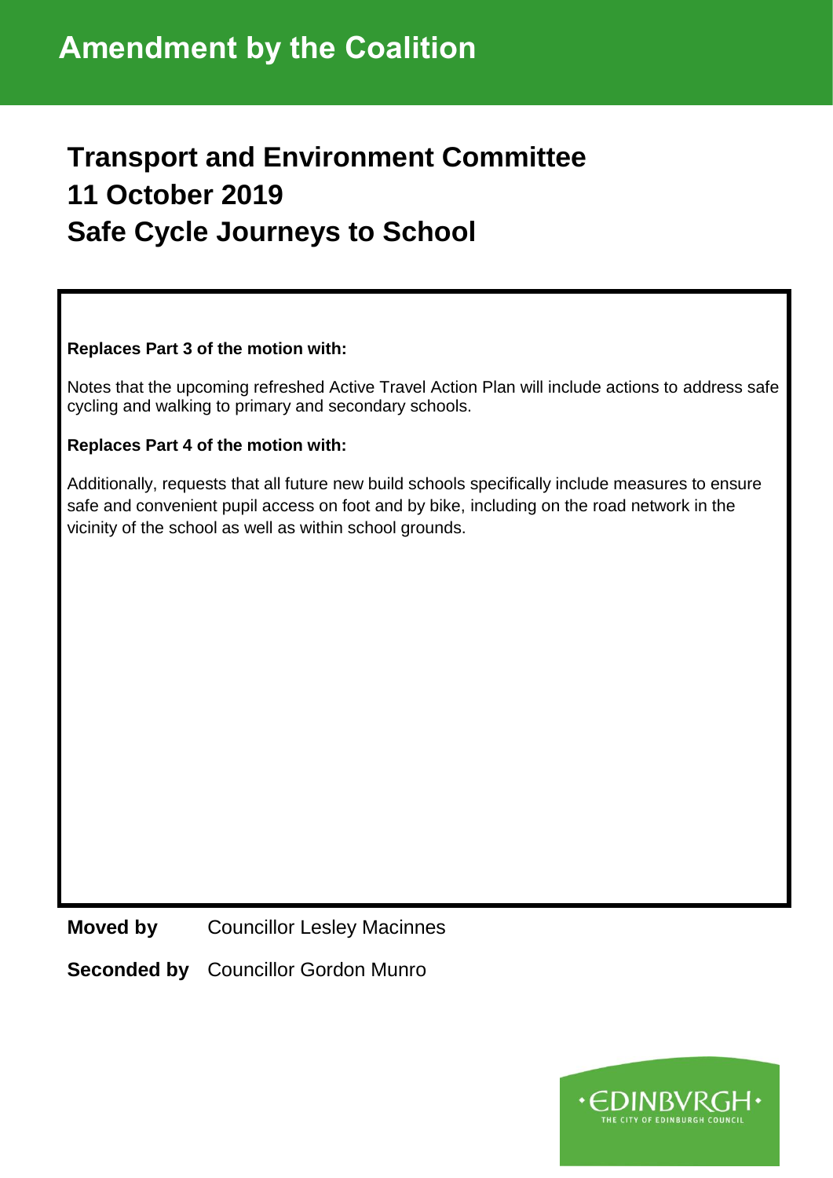# Amendment by the Coalition

## Transport and Environment Committee
## 11 October 2019
## Safe Cycle Journeys to School

**Replaces Part 3 of the motion with:**

Notes that the upcoming refreshed Active Travel Action Plan will include actions to address safe cycling and walking to primary and secondary schools.

**Replaces Part 4 of the motion with:**

Additionally, requests that all future new build schools specifically include measures to ensure safe and convenient pupil access on foot and by bike, including on the road network in the vicinity of the school as well as within school grounds.

**Moved by** Councillor Lesley Macinnes

**Seconded by** Councillor Gordon Munro

EDINBVRGH
THE CITY OF EDINBURGH COUNCIL